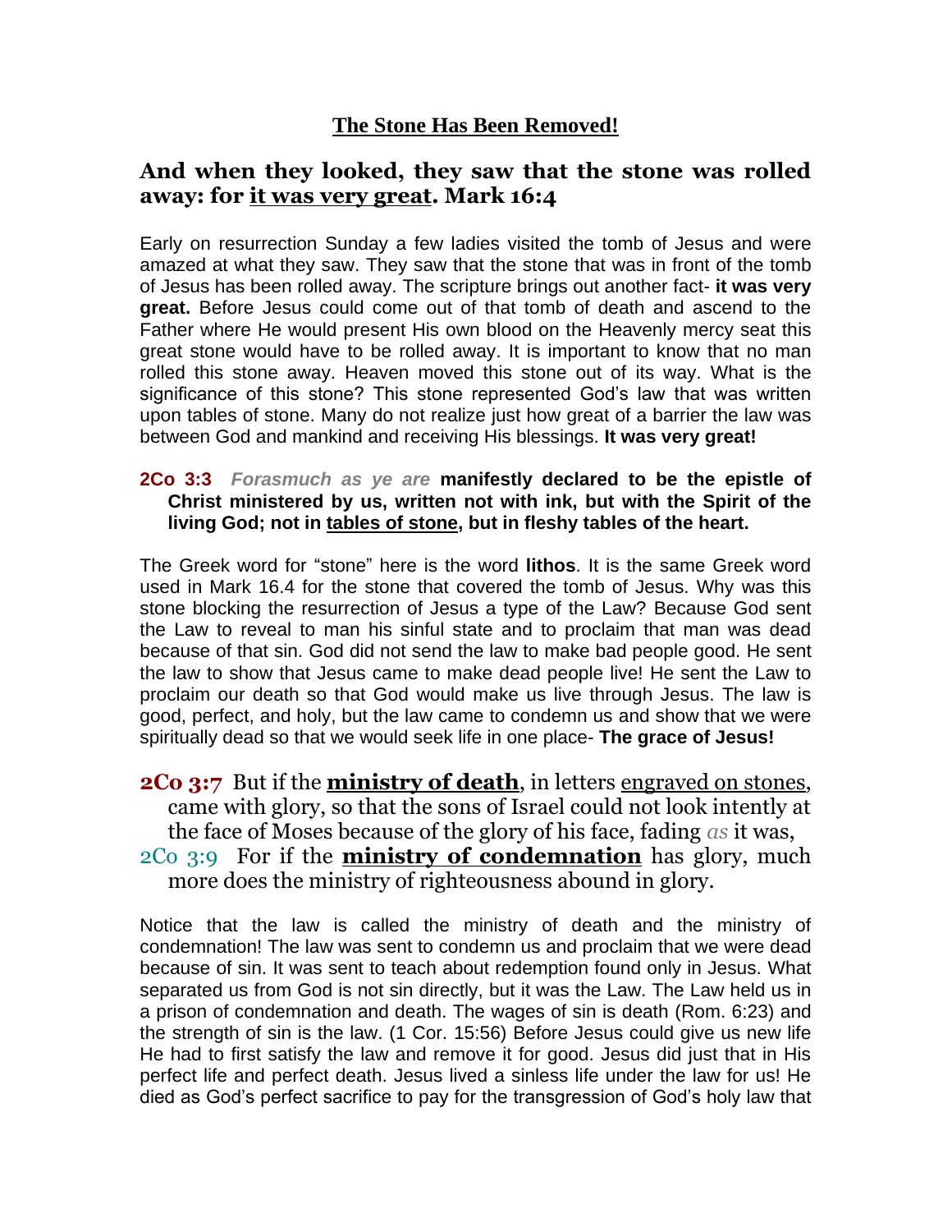# <u>The Stone Has Been Removed!</u>

## And when they looked, they saw that the stone was rolled away: for <u>it was very great</u>. Mark 16:4

Early on resurrection Sunday a few ladies visited the tomb of Jesus and were amazed at what they saw. They saw that the stone that was in front of the tomb of Jesus has been rolled away. The scripture brings out another fact- **it was very great.** Before Jesus could come out of that tomb of death and ascend to the Father where He would present His own blood on the Heavenly mercy seat this great stone would have to be rolled away. It is important to know that no man rolled this stone away. Heaven moved this stone out of its way. What is the significance of this stone? This stone represented God's law that was written upon tables of stone. Many do not realize just how great of a barrier the law was between God and mankind and receiving His blessings. **It was very great!**

**2Co 3:3** *Forasmuch as ye are* **manifestly declared to be the epistle of Christ ministered by us, written not with ink, but with the Spirit of the living God; not in <u>tables of stone</u>, but in fleshy tables of the heart.**

The Greek word for "stone" here is the word **lithos**. It is the same Greek word used in Mark 16.4 for the stone that covered the tomb of Jesus. Why was this stone blocking the resurrection of Jesus a type of the Law? Because God sent the Law to reveal to man his sinful state and to proclaim that man was dead because of that sin. God did not send the law to make bad people good. He sent the law to show that Jesus came to make dead people live! He sent the Law to proclaim our death so that God would make us live through Jesus. The law is good, perfect, and holy, but the law came to condemn us and show that we were spiritually dead so that we would seek life in one place- **The grace of Jesus!**

**2Co 3:7** But if the **<u>ministry of death</u>**, in letters <u>engraved on stones</u>, came with glory, so that the sons of Israel could not look intently at the face of Moses because of the glory of his face, fading *as* it was,
2Co 3:9 For if the **<u>ministry of condemnation</u>** has glory, much more does the ministry of righteousness abound in glory.

Notice that the law is called the ministry of death and the ministry of condemnation! The law was sent to condemn us and proclaim that we were dead because of sin. It was sent to teach about redemption found only in Jesus. What separated us from God is not sin directly, but it was the Law. The Law held us in a prison of condemnation and death. The wages of sin is death (Rom. 6:23) and the strength of sin is the law. (1 Cor. 15:56) Before Jesus could give us new life He had to first satisfy the law and remove it for good. Jesus did just that in His perfect life and perfect death. Jesus lived a sinless life under the law for us! He died as God's perfect sacrifice to pay for the transgression of God's holy law that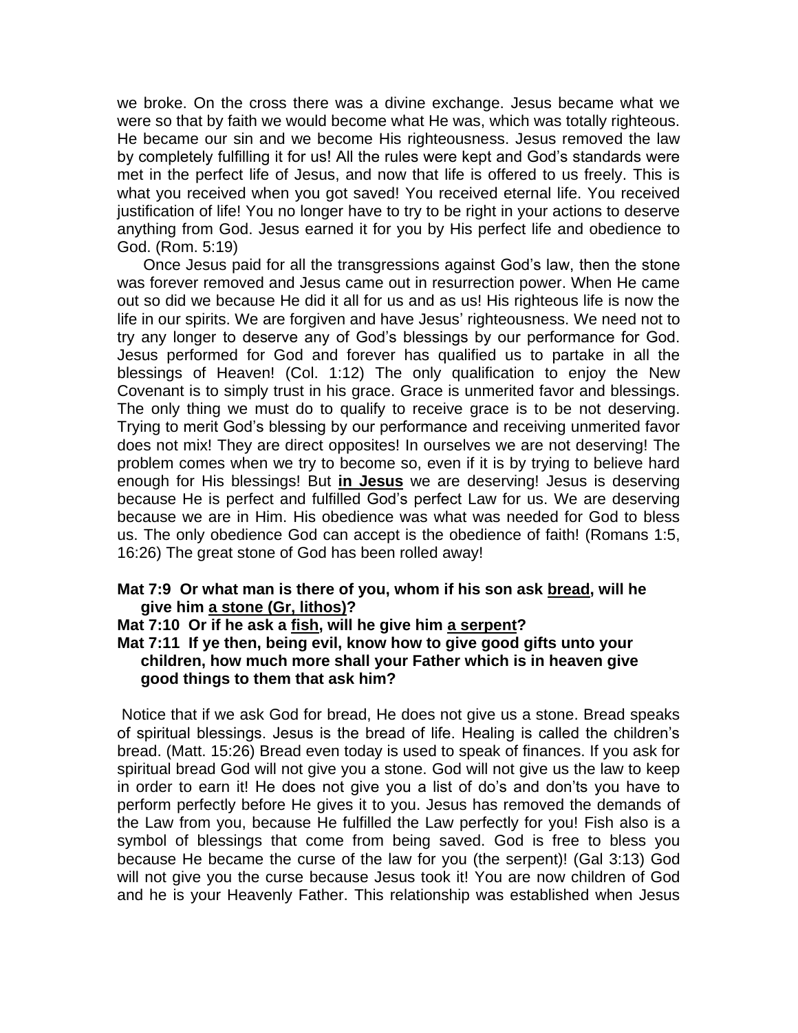we broke. On the cross there was a divine exchange. Jesus became what we were so that by faith we would become what He was, which was totally righteous. He became our sin and we become His righteousness. Jesus removed the law by completely fulfilling it for us! All the rules were kept and God's standards were met in the perfect life of Jesus, and now that life is offered to us freely. This is what you received when you got saved! You received eternal life. You received justification of life! You no longer have to try to be right in your actions to deserve anything from God. Jesus earned it for you by His perfect life and obedience to God. (Rom. 5:19)

Once Jesus paid for all the transgressions against God's law, then the stone was forever removed and Jesus came out in resurrection power. When He came out so did we because He did it all for us and as us! His righteous life is now the life in our spirits. We are forgiven and have Jesus' righteousness. We need not to try any longer to deserve any of God's blessings by our performance for God. Jesus performed for God and forever has qualified us to partake in all the blessings of Heaven! (Col. 1:12) The only qualification to enjoy the New Covenant is to simply trust in his grace. Grace is unmerited favor and blessings. The only thing we must do to qualify to receive grace is to be not deserving. Trying to merit God's blessing by our performance and receiving unmerited favor does not mix! They are direct opposites! In ourselves we are not deserving! The problem comes when we try to become so, even if it is by trying to believe hard enough for His blessings! But **<u>in Jesus</u>** we are deserving! Jesus is deserving because He is perfect and fulfilled God's perfect Law for us. We are deserving because we are in Him. His obedience was what was needed for God to bless us. The only obedience God can accept is the obedience of faith! (Romans 1:5, 16:26) The great stone of God has been rolled away!

**Mat 7:9 Or what man is there of you, whom if his son ask <u>bread</u>, will he give him <u>a stone (Gr, lithos)</u>?**

**Mat 7:10 Or if he ask a <u>fish</u>, will he give him <u>a serpent</u>?**

**Mat 7:11 If ye then, being evil, know how to give good gifts unto your children, how much more shall your Father which is in heaven give good things to them that ask him?**

Notice that if we ask God for bread, He does not give us a stone. Bread speaks of spiritual blessings. Jesus is the bread of life. Healing is called the children's bread. (Matt. 15:26) Bread even today is used to speak of finances. If you ask for spiritual bread God will not give you a stone. God will not give us the law to keep in order to earn it! He does not give you a list of do's and don'ts you have to perform perfectly before He gives it to you. Jesus has removed the demands of the Law from you, because He fulfilled the Law perfectly for you! Fish also is a symbol of blessings that come from being saved. God is free to bless you because He became the curse of the law for you (the serpent)! (Gal 3:13) God will not give you the curse because Jesus took it! You are now children of God and he is your Heavenly Father. This relationship was established when Jesus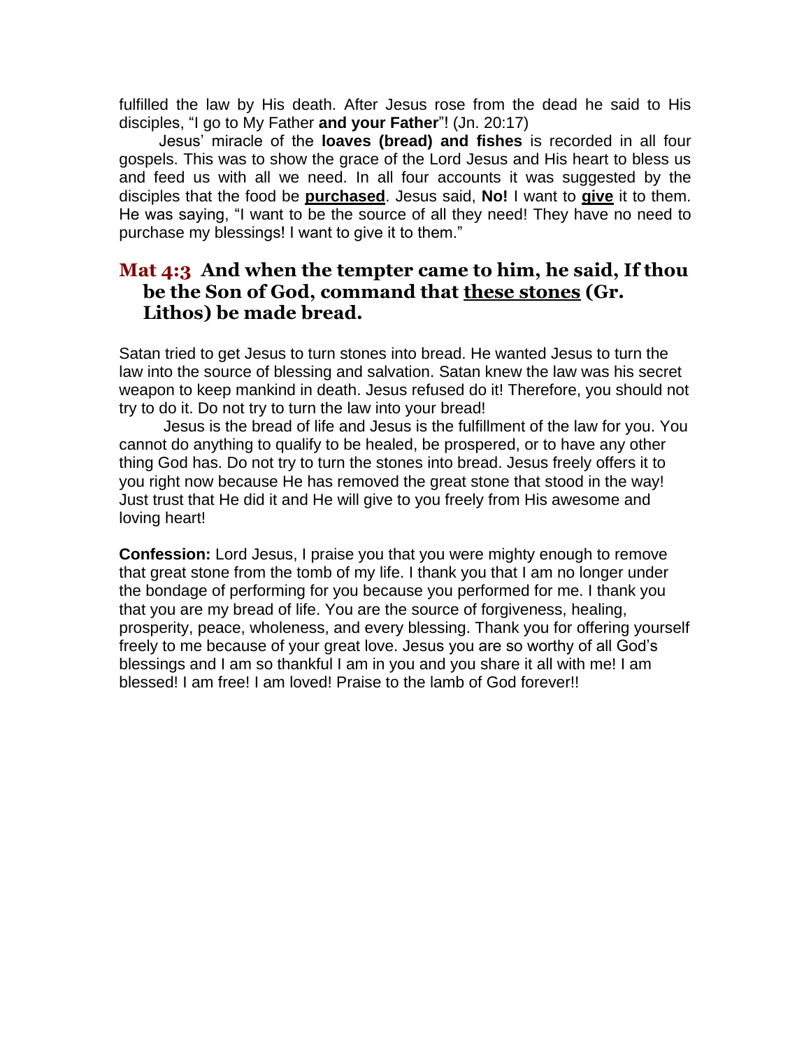fulfilled the law by His death. After Jesus rose from the dead he said to His disciples, "I go to My Father **and your Father**"! (Jn. 20:17)

Jesus' miracle of the **loaves (bread) and fishes** is recorded in all four gospels. This was to show the grace of the Lord Jesus and His heart to bless us and feed us with all we need. In all four accounts it was suggested by the disciples that the food be **purchased**. Jesus said, **No!** I want to **give** it to them. He was saying, "I want to be the source of all they need! They have no need to purchase my blessings! I want to give it to them."

## Mat 4:3 And when the tempter came to him, he said, If thou be the Son of God, command that these stones (Gr. Lithos) be made bread.

Satan tried to get Jesus to turn stones into bread. He wanted Jesus to turn the law into the source of blessing and salvation. Satan knew the law was his secret weapon to keep mankind in death. Jesus refused do it! Therefore, you should not try to do it. Do not try to turn the law into your bread!

Jesus is the bread of life and Jesus is the fulfillment of the law for you. You cannot do anything to qualify to be healed, be prospered, or to have any other thing God has. Do not try to turn the stones into bread. Jesus freely offers it to you right now because He has removed the great stone that stood in the way! Just trust that He did it and He will give to you freely from His awesome and loving heart!

**Confession:** Lord Jesus, I praise you that you were mighty enough to remove that great stone from the tomb of my life. I thank you that I am no longer under the bondage of performing for you because you performed for me. I thank you that you are my bread of life. You are the source of forgiveness, healing, prosperity, peace, wholeness, and every blessing. Thank you for offering yourself freely to me because of your great love. Jesus you are so worthy of all God's blessings and I am so thankful I am in you and you share it all with me! I am blessed! I am free! I am loved! Praise to the lamb of God forever!!